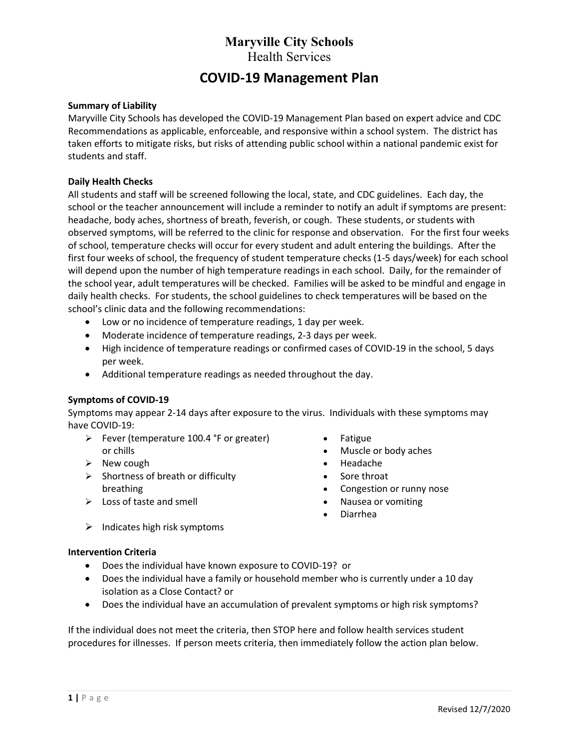# Maryville City Schools

Health Services

## COVID-19 Management Plan

**Summary of Liability**

Maryville City Schools has developed the COVID-19 Management Plan based on expert advice and CDC Recommendations as applicable, enforceable, and responsive within a school system. The district has taken efforts to mitigate risks, but risks of attending public school within a national pandemic exist for students and staff.

**Daily Health Checks**

All students and staff will be screened following the local, state, and CDC guidelines. Each day, the school or the teacher announcement will include a reminder to notify an adult if symptoms are present: headache, body aches, shortness of breath, feverish, or cough. These students, or students with observed symptoms, will be referred to the clinic for response and observation. For the first four weeks of school, temperature checks will occur for every student and adult entering the buildings. After the first four weeks of school, the frequency of student temperature checks (1-5 days/week) for each school will depend upon the number of high temperature readings in each school. Daily, for the remainder of the school year, adult temperatures will be checked. Families will be asked to be mindful and engage in daily health checks. For students, the school guidelines to check temperatures will be based on the school's clinic data and the following recommendations:

- Low or no incidence of temperature readings, 1 day per week.
- Moderate incidence of temperature readings, 2-3 days per week.
- High incidence of temperature readings or confirmed cases of COVID-19 in the school, 5 days per week.
- Additional temperature readings as needed throughout the day.

**Symptoms of COVID-19**

Symptoms may appear 2-14 days after exposure to the virus. Individuals with these symptoms may have COVID-19:

- ➢ Fever (temperature 100.4 °F or greater) or chills
- ➢ New cough
- ➢ Shortness of breath or difficulty breathing
- ➢ Loss of taste and smell
- Fatigue
- Muscle or body aches
- Headache
- Sore throat
- Congestion or runny nose
- Nausea or vomiting
- Diarrhea

➢ Indicates high risk symptoms

**Intervention Criteria**

- Does the individual have known exposure to COVID-19? or
- Does the individual have a family or household member who is currently under a 10 day isolation as a Close Contact? or
- Does the individual have an accumulation of prevalent symptoms or high risk symptoms?

If the individual does not meet the criteria, then STOP here and follow health services student procedures for illnesses. If person meets criteria, then immediately follow the action plan below.

Revised 12/7/2020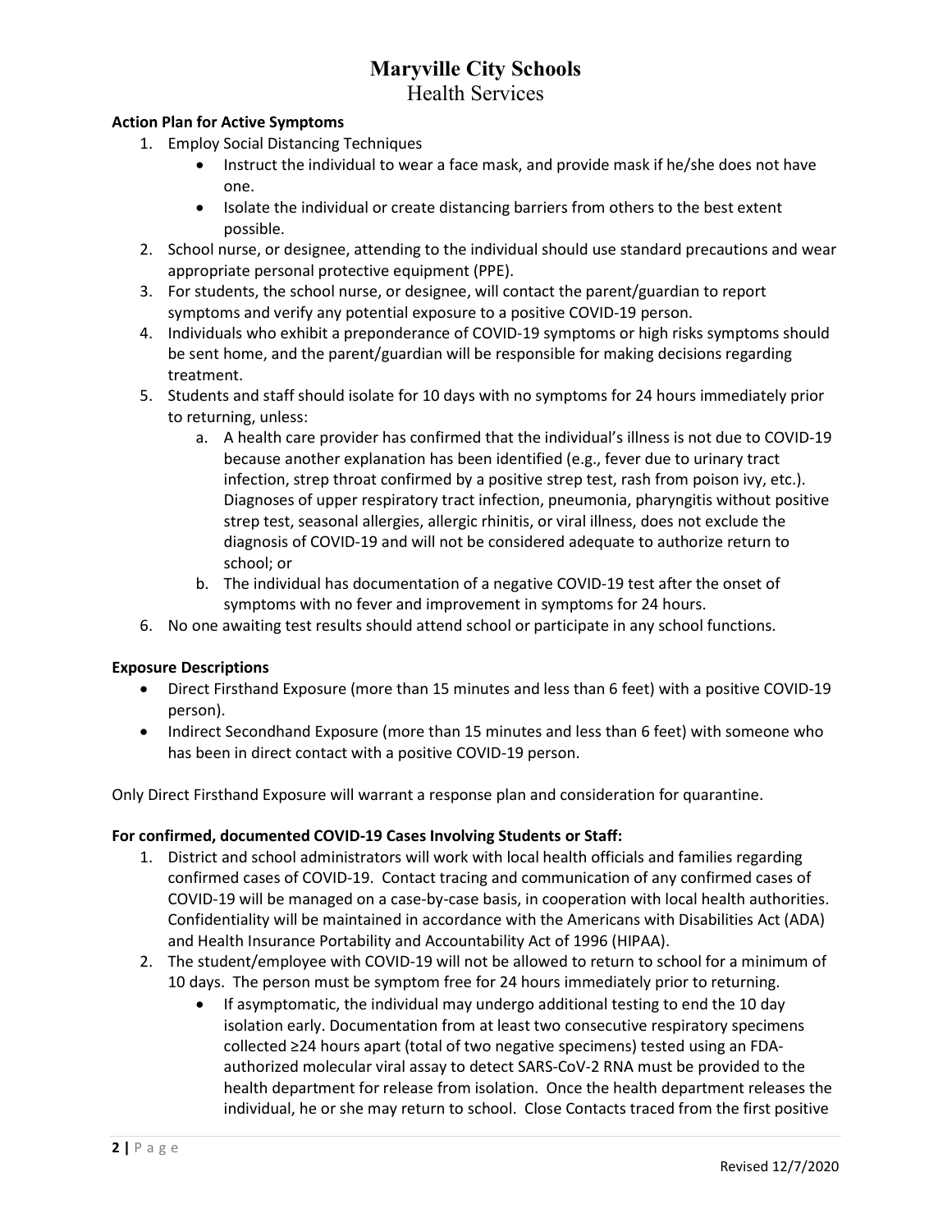**Action Plan for Active Symptoms**

1. Employ Social Distancing Techniques
   - Instruct the individual to wear a face mask, and provide mask if he/she does not have one.
   - Isolate the individual or create distancing barriers from others to the best extent possible.
2. School nurse, or designee, attending to the individual should use standard precautions and wear appropriate personal protective equipment (PPE).
3. For students, the school nurse, or designee, will contact the parent/guardian to report symptoms and verify any potential exposure to a positive COVID-19 person.
4. Individuals who exhibit a preponderance of COVID-19 symptoms or high risks symptoms should be sent home, and the parent/guardian will be responsible for making decisions regarding treatment.
5. Students and staff should isolate for 10 days with no symptoms for 24 hours immediately prior to returning, unless:
   a. A health care provider has confirmed that the individual's illness is not due to COVID-19 because another explanation has been identified (e.g., fever due to urinary tract infection, strep throat confirmed by a positive strep test, rash from poison ivy, etc.). Diagnoses of upper respiratory tract infection, pneumonia, pharyngitis without positive strep test, seasonal allergies, allergic rhinitis, or viral illness, does not exclude the diagnosis of COVID-19 and will not be considered adequate to authorize return to school; or
   b. The individual has documentation of a negative COVID-19 test after the onset of symptoms with no fever and improvement in symptoms for 24 hours.
6. No one awaiting test results should attend school or participate in any school functions.

**Exposure Descriptions**

- Direct Firsthand Exposure (more than 15 minutes and less than 6 feet) with a positive COVID-19 person).
- Indirect Secondhand Exposure (more than 15 minutes and less than 6 feet) with someone who has been in direct contact with a positive COVID-19 person.

Only Direct Firsthand Exposure will warrant a response plan and consideration for quarantine.

**For confirmed, documented COVID-19 Cases Involving Students or Staff:**

1. District and school administrators will work with local health officials and families regarding confirmed cases of COVID-19. Contact tracing and communication of any confirmed cases of COVID-19 will be managed on a case-by-case basis, in cooperation with local health authorities. Confidentiality will be maintained in accordance with the Americans with Disabilities Act (ADA) and Health Insurance Portability and Accountability Act of 1996 (HIPAA).
2. The student/employee with COVID-19 will not be allowed to return to school for a minimum of 10 days. The person must be symptom free for 24 hours immediately prior to returning.
   - If asymptomatic, the individual may undergo additional testing to end the 10 day isolation early. Documentation from at least two consecutive respiratory specimens collected ≥24 hours apart (total of two negative specimens) tested using an FDA-authorized molecular viral assay to detect SARS-CoV-2 RNA must be provided to the health department for release from isolation. Once the health department releases the individual, he or she may return to school. Close Contacts traced from the first positive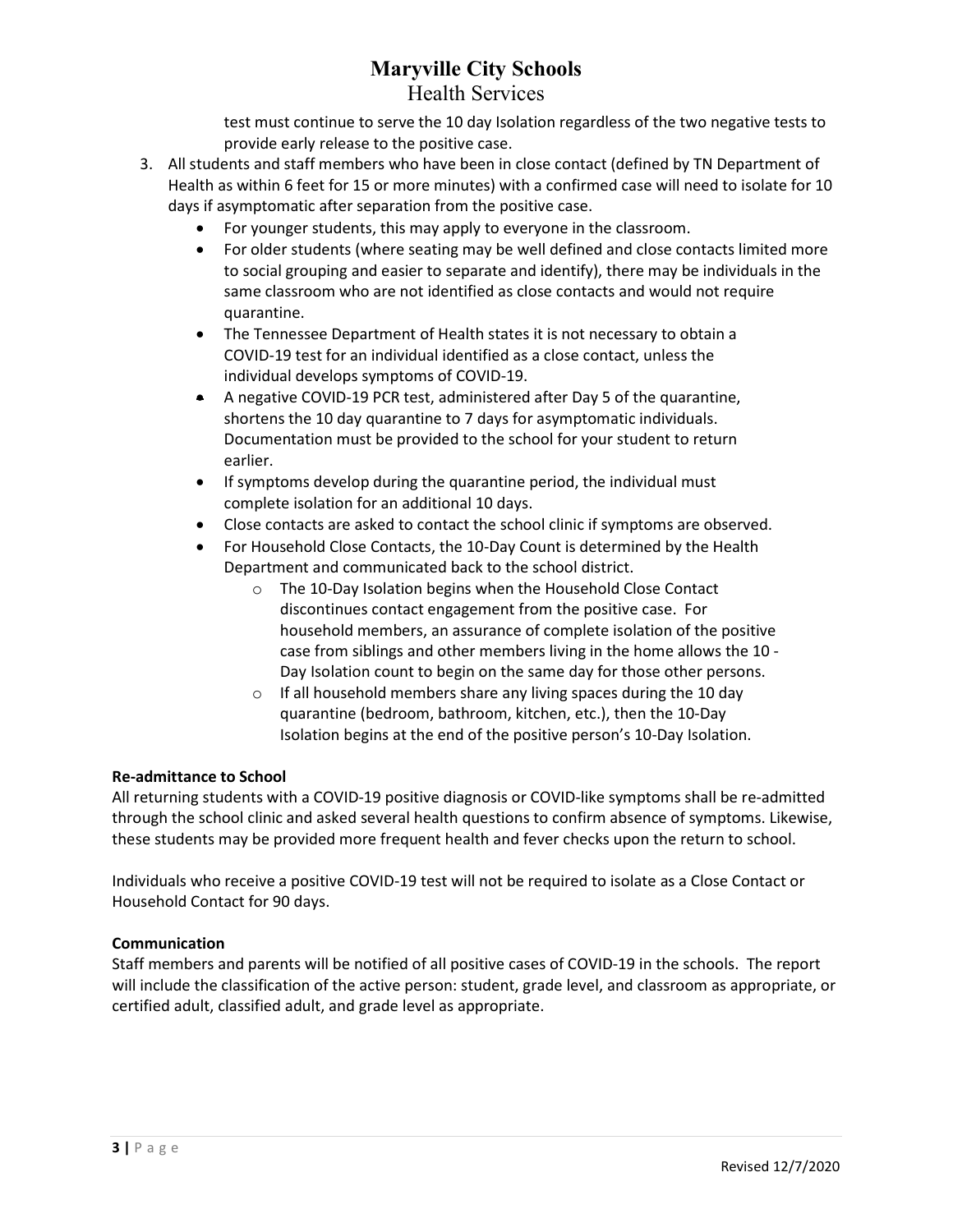test must continue to serve the 10 day Isolation regardless of the two negative tests to provide early release to the positive case.

3. All students and staff members who have been in close contact (defined by TN Department of Health as within 6 feet for 15 or more minutes) with a confirmed case will need to isolate for 10 days if asymptomatic after separation from the positive case.
   - For younger students, this may apply to everyone in the classroom.
   - For older students (where seating may be well defined and close contacts limited more to social grouping and easier to separate and identify), there may be individuals in the same classroom who are not identified as close contacts and would not require quarantine.
   - The Tennessee Department of Health states it is not necessary to obtain a COVID-19 test for an individual identified as a close contact, unless the individual develops symptoms of COVID-19.
   - A negative COVID-19 PCR test, administered after Day 5 of the quarantine, shortens the 10 day quarantine to 7 days for asymptomatic individuals. Documentation must be provided to the school for your student to return earlier.
   - If symptoms develop during the quarantine period, the individual must complete isolation for an additional 10 days.
   - Close contacts are asked to contact the school clinic if symptoms are observed.
   - For Household Close Contacts, the 10-Day Count is determined by the Health Department and communicated back to the school district.
     - The 10-Day Isolation begins when the Household Close Contact discontinues contact engagement from the positive case. For household members, an assurance of complete isolation of the positive case from siblings and other members living in the home allows the 10 - Day Isolation count to begin on the same day for those other persons.
     - If all household members share any living spaces during the 10 day quarantine (bedroom, bathroom, kitchen, etc.), then the 10-Day Isolation begins at the end of the positive person's 10-Day Isolation.

**Re-admittance to School**

All returning students with a COVID-19 positive diagnosis or COVID-like symptoms shall be re-admitted through the school clinic and asked several health questions to confirm absence of symptoms. Likewise, these students may be provided more frequent health and fever checks upon the return to school.

Individuals who receive a positive COVID-19 test will not be required to isolate as a Close Contact or Household Contact for 90 days.

**Communication**

Staff members and parents will be notified of all positive cases of COVID-19 in the schools. The report will include the classification of the active person: student, grade level, and classroom as appropriate, or certified adult, classified adult, and grade level as appropriate.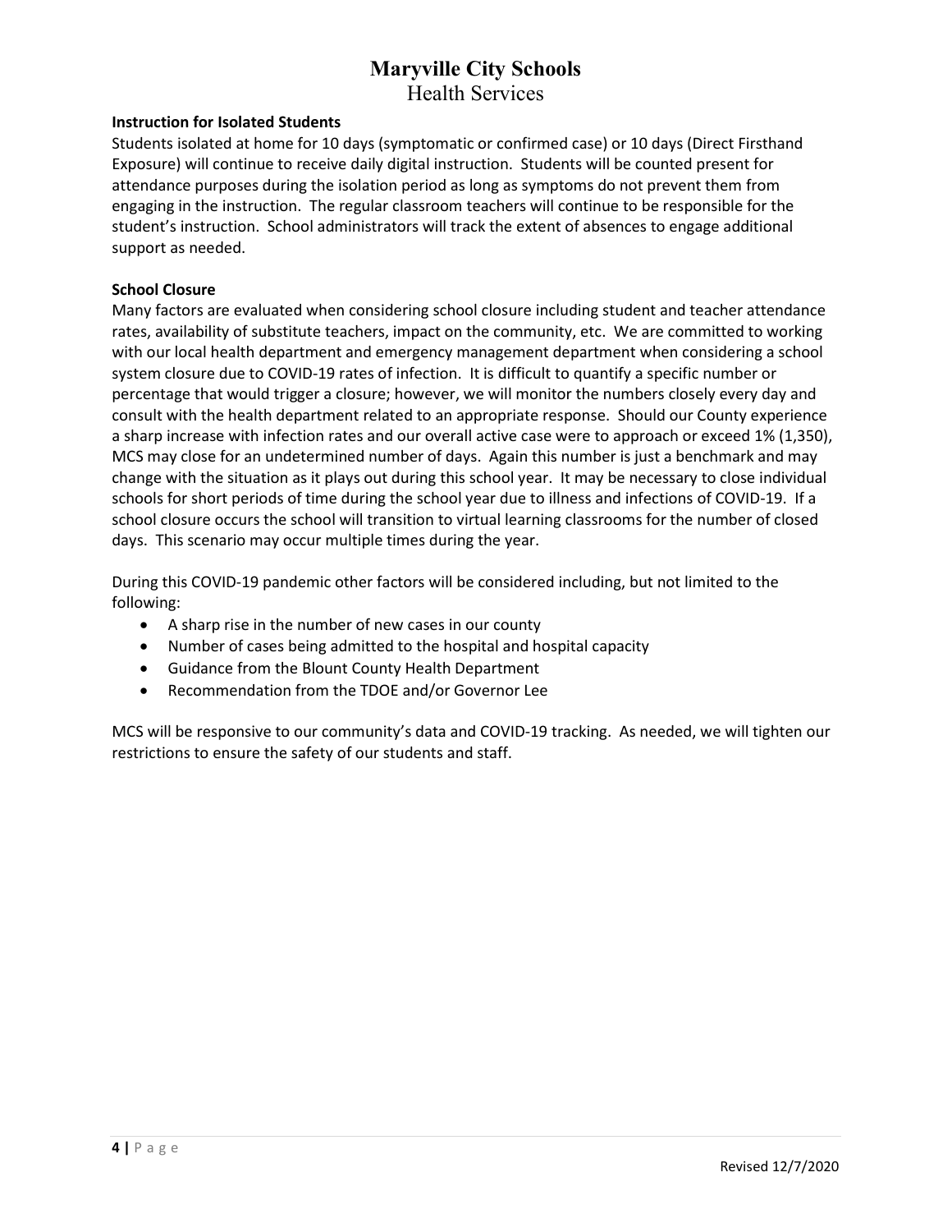**Instruction for Isolated Students**

Students isolated at home for 10 days (symptomatic or confirmed case) or 10 days (Direct Firsthand Exposure) will continue to receive daily digital instruction. Students will be counted present for attendance purposes during the isolation period as long as symptoms do not prevent them from engaging in the instruction. The regular classroom teachers will continue to be responsible for the student's instruction. School administrators will track the extent of absences to engage additional support as needed.

**School Closure**

Many factors are evaluated when considering school closure including student and teacher attendance rates, availability of substitute teachers, impact on the community, etc. We are committed to working with our local health department and emergency management department when considering a school system closure due to COVID-19 rates of infection. It is difficult to quantify a specific number or percentage that would trigger a closure; however, we will monitor the numbers closely every day and consult with the health department related to an appropriate response. Should our County experience a sharp increase with infection rates and our overall active case were to approach or exceed 1% (1,350), MCS may close for an undetermined number of days. Again this number is just a benchmark and may change with the situation as it plays out during this school year. It may be necessary to close individual schools for short periods of time during the school year due to illness and infections of COVID-19. If a school closure occurs the school will transition to virtual learning classrooms for the number of closed days. This scenario may occur multiple times during the year.

During this COVID-19 pandemic other factors will be considered including, but not limited to the following:

- A sharp rise in the number of new cases in our county
- Number of cases being admitted to the hospital and hospital capacity
- Guidance from the Blount County Health Department
- Recommendation from the TDOE and/or Governor Lee

MCS will be responsive to our community's data and COVID-19 tracking. As needed, we will tighten our restrictions to ensure the safety of our students and staff.